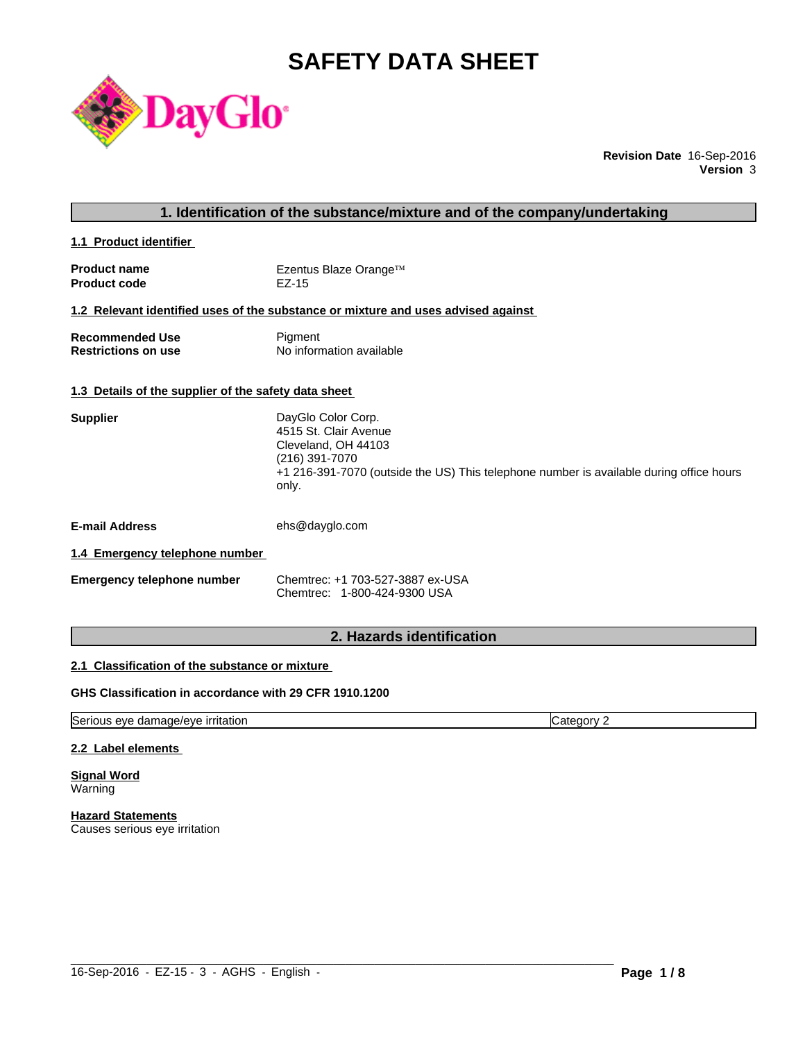# SAFETY DATA SHEET

**Revision Date** 16-Sep-2016
**Version** 3

## 1. Identification of the substance/mixture and of the company/undertaking

### 1.1 Product identifier

**Product name** Ezentus Blaze Orange™
**Product code** EZ-15

### 1.2 Relevant identified uses of the substance or mixture and uses advised against

**Recommended Use** Pigment
**Restrictions on use** No information available

### 1.3 Details of the supplier of the safety data sheet

**Supplier**
DayGlo Color Corp.
4515 St. Clair Avenue
Cleveland, OH 44103
(216) 391-7070
+1 216-391-7070 (outside the US) This telephone number is available during office hours only.

**E-mail Address** ehs@dayglo.com

### 1.4 Emergency telephone number

**Emergency telephone number**
Chemtrec: +1 703-527-3887 ex-USA
Chemtrec: 1-800-424-9300 USA

## 2. Hazards identification

### 2.1 Classification of the substance or mixture

**GHS Classification in accordance with 29 CFR 1910.1200**

| | |
|---|---|
| Serious eye damage/eye irritation | Category 2 |

### 2.2 Label elements

**Signal Word**
Warning

**Hazard Statements**
Causes serious eye irritation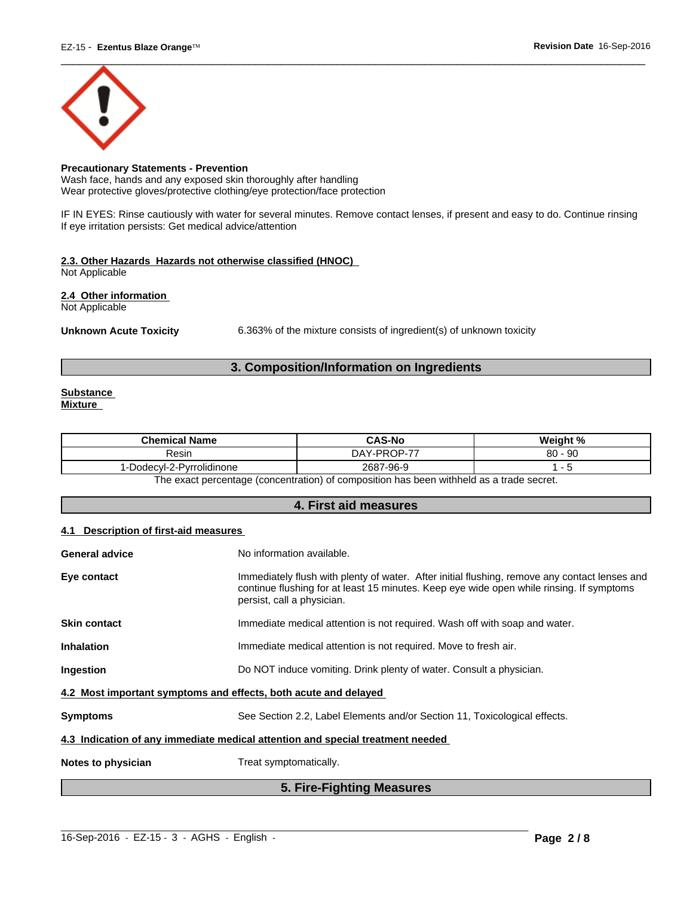**Precautionary Statements - Prevention**
Wash face, hands and any exposed skin thoroughly after handling
Wear protective gloves/protective clothing/eye protection/face protection

IF IN EYES: Rinse cautiously with water for several minutes. Remove contact lenses, if present and easy to do. Continue rinsing
If eye irritation persists: Get medical advice/attention

**2.3. Other Hazards Hazards not otherwise classified (HNOC)**
Not Applicable

**2.4 Other information**
Not Applicable

**Unknown Acute Toxicity** 6.363% of the mixture consists of ingredient(s) of unknown toxicity

## 3. Composition/Information on Ingredients

**Substance**
**Mixture**

| Chemical Name | CAS-No | Weight % |
|---|---|---|
| Resin | DAY-PROP-77 | 80 - 90 |
| 1-Dodecyl-2-Pyrrolidinone | 2687-96-9 | 1 - 5 |

The exact percentage (concentration) of composition has been withheld as a trade secret.

## 4. First aid measures

**4.1 Description of first-aid measures**

**General advice** No information available.

**Eye contact** Immediately flush with plenty of water. After initial flushing, remove any contact lenses and continue flushing for at least 15 minutes. Keep eye wide open while rinsing. If symptoms persist, call a physician.

**Skin contact** Immediate medical attention is not required. Wash off with soap and water.

**Inhalation** Immediate medical attention is not required. Move to fresh air.

**Ingestion** Do NOT induce vomiting. Drink plenty of water. Consult a physician.

**4.2 Most important symptoms and effects, both acute and delayed**

**Symptoms** See Section 2.2, Label Elements and/or Section 11, Toxicological effects.

**4.3 Indication of any immediate medical attention and special treatment needed**

**Notes to physician** Treat symptomatically.

## 5. Fire-Fighting Measures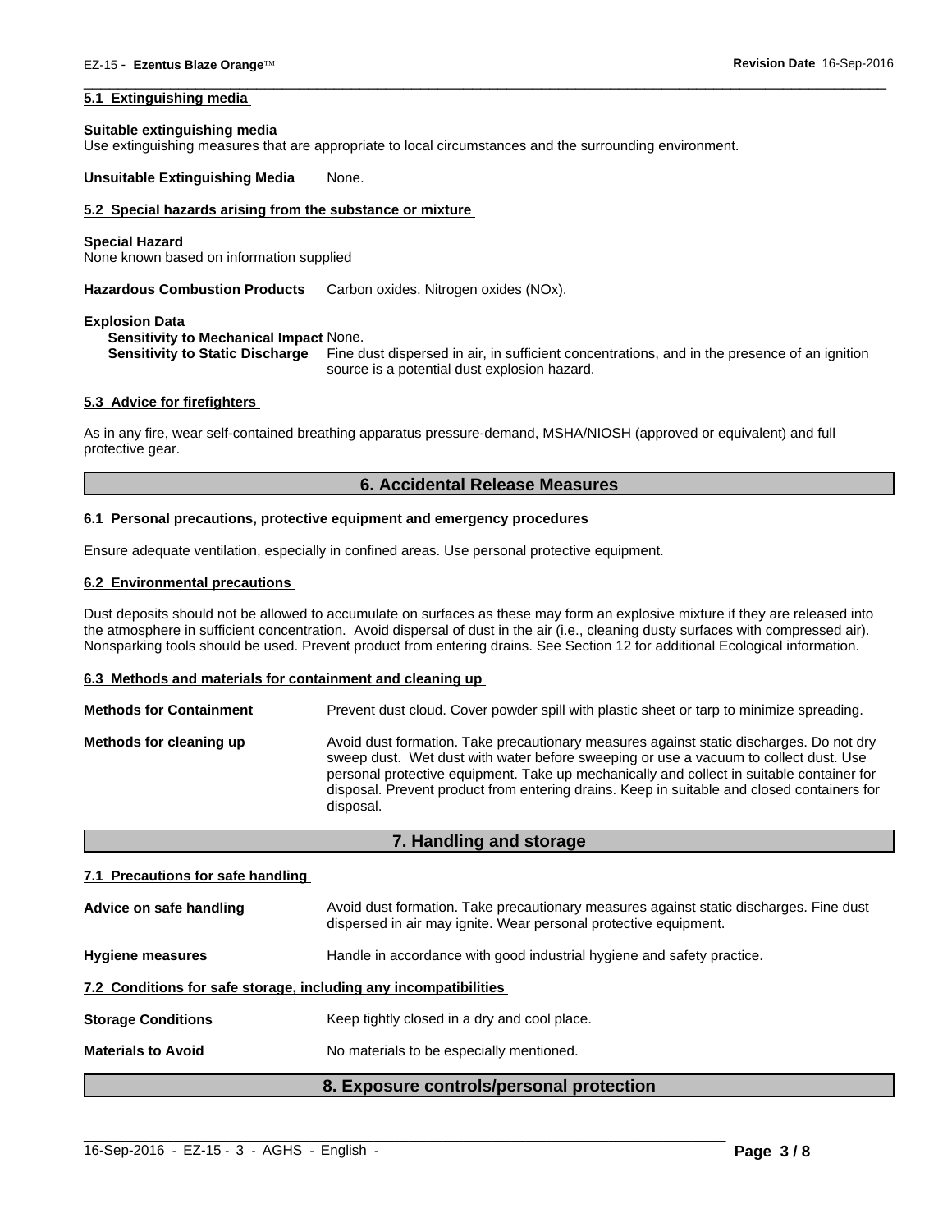### 5.1 Extinguishing media

**Suitable extinguishing media**
Use extinguishing measures that are appropriate to local circumstances and the surrounding environment.

**Unsuitable Extinguishing Media** None.

### 5.2 Special hazards arising from the substance or mixture

**Special Hazard**
None known based on information supplied

**Hazardous Combustion Products** Carbon oxides. Nitrogen oxides (NOx).

**Explosion Data**
**Sensitivity to Mechanical Impact** None.
**Sensitivity to Static Discharge** Fine dust dispersed in air, in sufficient concentrations, and in the presence of an ignition source is a potential dust explosion hazard.

### 5.3 Advice for firefighters

As in any fire, wear self-contained breathing apparatus pressure-demand, MSHA/NIOSH (approved or equivalent) and full protective gear.

## 6. Accidental Release Measures

### 6.1 Personal precautions, protective equipment and emergency procedures

Ensure adequate ventilation, especially in confined areas. Use personal protective equipment.

### 6.2 Environmental precautions

Dust deposits should not be allowed to accumulate on surfaces as these may form an explosive mixture if they are released into the atmosphere in sufficient concentration. Avoid dispersal of dust in the air (i.e., cleaning dusty surfaces with compressed air). Nonsparking tools should be used. Prevent product from entering drains. See Section 12 for additional Ecological information.

### 6.3 Methods and materials for containment and cleaning up

**Methods for Containment** Prevent dust cloud. Cover powder spill with plastic sheet or tarp to minimize spreading.

**Methods for cleaning up** Avoid dust formation. Take precautionary measures against static discharges. Do not dry sweep dust. Wet dust with water before sweeping or use a vacuum to collect dust. Use personal protective equipment. Take up mechanically and collect in suitable container for disposal. Prevent product from entering drains. Keep in suitable and closed containers for disposal.

## 7. Handling and storage

### 7.1 Precautions for safe handling

**Advice on safe handling** Avoid dust formation. Take precautionary measures against static discharges. Fine dust dispersed in air may ignite. Wear personal protective equipment.

**Hygiene measures** Handle in accordance with good industrial hygiene and safety practice.

### 7.2 Conditions for safe storage, including any incompatibilities

**Storage Conditions** Keep tightly closed in a dry and cool place.

**Materials to Avoid** No materials to be especially mentioned.

## 8. Exposure controls/personal protection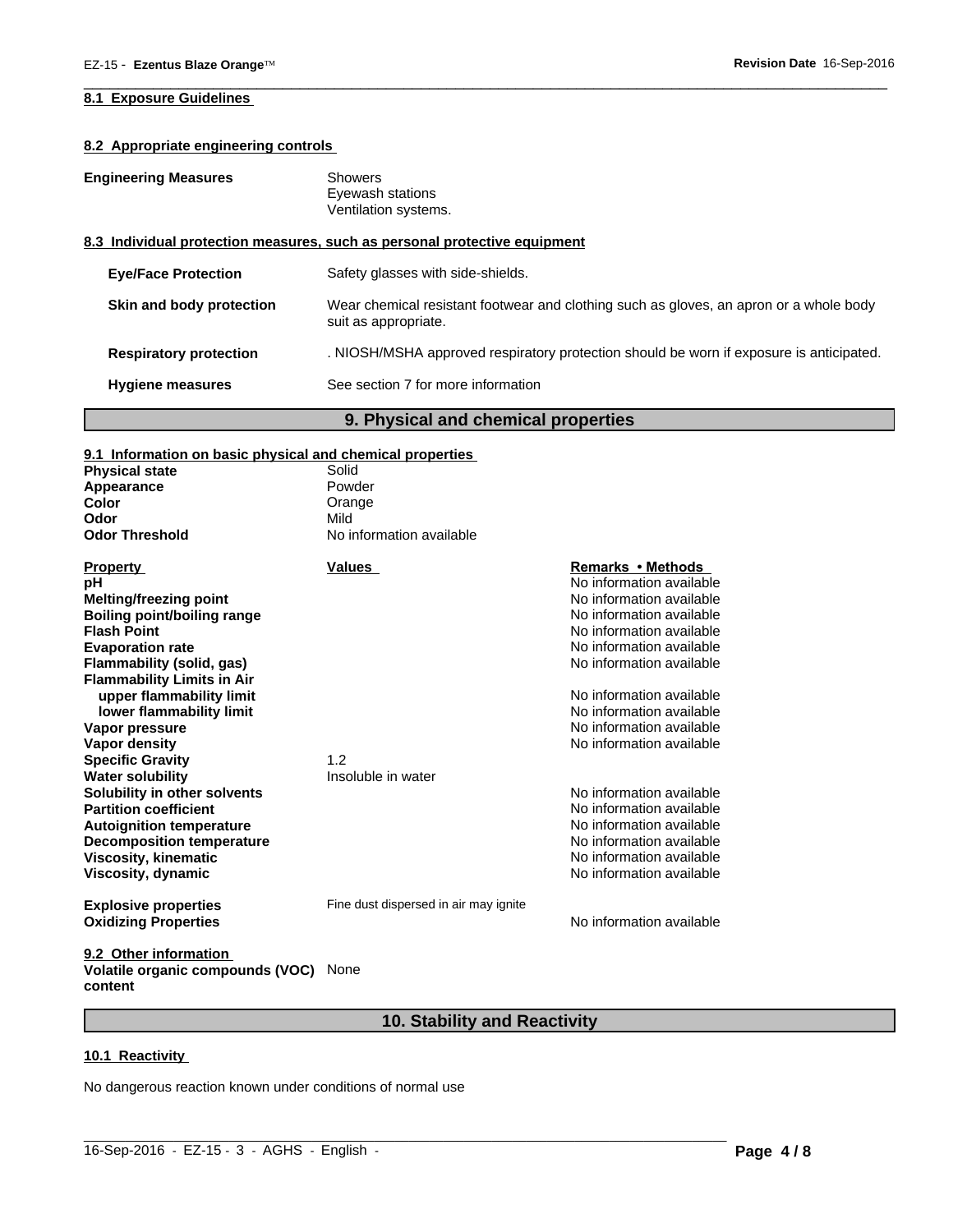#### 8.1 Exposure Guidelines

#### 8.2 Appropriate engineering controls

| | |
|---|---|
| **Engineering Measures** | Showers<br>Eyewash stations<br>Ventilation systems. |

#### 8.3 Individual protection measures, such as personal protective equipment

| | |
|---|---|
| **Eye/Face Protection** | Safety glasses with side-shields. |
| **Skin and body protection** | Wear chemical resistant footwear and clothing such as gloves, an apron or a whole body suit as appropriate. |
| **Respiratory protection** | . NIOSH/MSHA approved respiratory protection should be worn if exposure is anticipated. |
| **Hygiene measures** | See section 7 for more information |

## 9. Physical and chemical properties

#### 9.1 Information on basic physical and chemical properties

| | |
|---|---|
| **Physical state** | Solid |
| **Appearance** | Powder |
| **Color** | Orange |
| **Odor** | Mild |
| **Odor Threshold** | No information available |

| Property | Values | Remarks • Methods |
|---|---|---|
| **pH** | | No information available |
| **Melting/freezing point** | | No information available |
| **Boiling point/boiling range** | | No information available |
| **Flash Point** | | No information available |
| **Evaporation rate** | | No information available |
| **Flammability (solid, gas)** | | No information available |
| **Flammability Limits in Air** | | |
| **upper flammability limit** | | No information available |
| **lower flammability limit** | | No information available |
| **Vapor pressure** | | No information available |
| **Vapor density** | | No information available |
| **Specific Gravity** | 1.2 | |
| **Water solubility** | Insoluble in water | |
| **Solubility in other solvents** | | No information available |
| **Partition coefficient** | | No information available |
| **Autoignition temperature** | | No information available |
| **Decomposition temperature** | | No information available |
| **Viscosity, kinematic** | | No information available |
| **Viscosity, dynamic** | | No information available |
| **Explosive properties** | Fine dust dispersed in air may ignite | |
| **Oxidizing Properties** | | No information available |

#### 9.2 Other information

**Volatile organic compounds (VOC) content** None

## 10. Stability and Reactivity

#### 10.1 Reactivity

No dangerous reaction known under conditions of normal use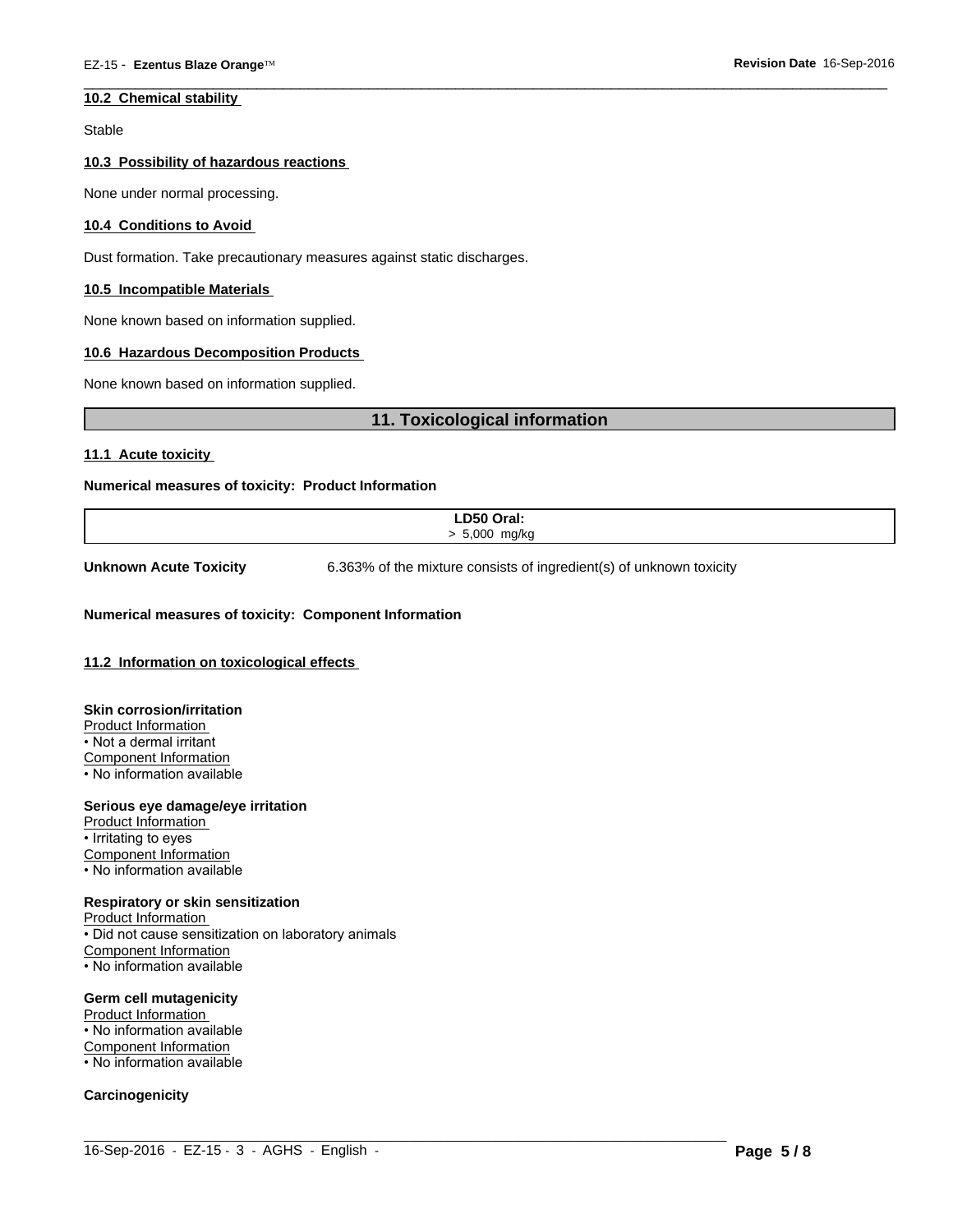### 10.2 Chemical stability

Stable

### 10.3 Possibility of hazardous reactions

None under normal processing.

### 10.4 Conditions to Avoid

Dust formation. Take precautionary measures against static discharges.

### 10.5 Incompatible Materials

None known based on information supplied.

### 10.6 Hazardous Decomposition Products

None known based on information supplied.

## 11. Toxicological information

### 11.1 Acute toxicity

**Numerical measures of toxicity: Product Information**

| LD50 Oral: |
|---|
| > 5,000 mg/kg |

**Unknown Acute Toxicity** 6.363% of the mixture consists of ingredient(s) of unknown toxicity

**Numerical measures of toxicity: Component Information**

### 11.2 Information on toxicological effects

**Skin corrosion/irritation**
Product Information
• Not a dermal irritant
Component Information
• No information available

**Serious eye damage/eye irritation**
Product Information
• Irritating to eyes
Component Information
• No information available

**Respiratory or skin sensitization**
Product Information
• Did not cause sensitization on laboratory animals
Component Information
• No information available

**Germ cell mutagenicity**
Product Information
• No information available
Component Information
• No information available

**Carcinogenicity**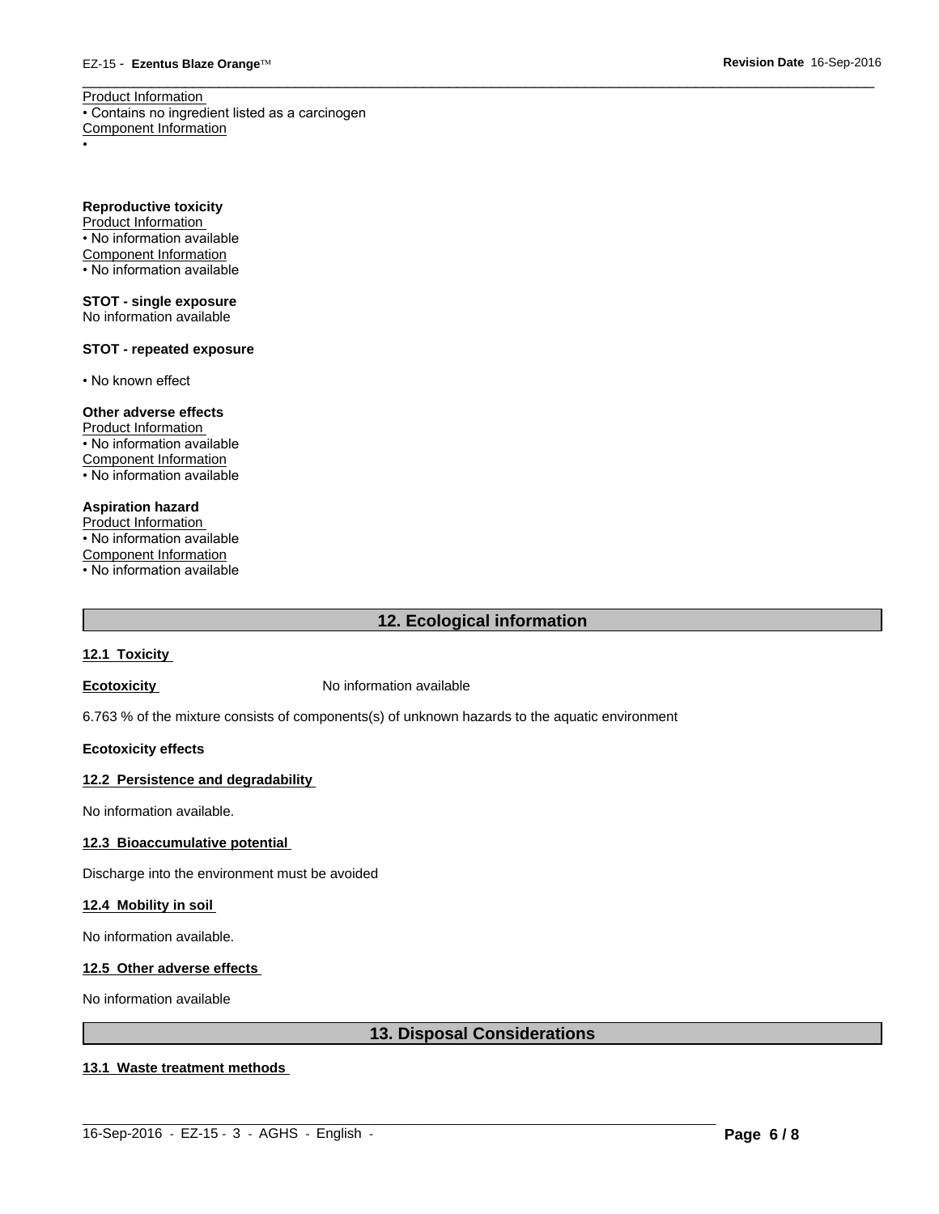Product Information

• Contains no ingredient listed as a carcinogen

Component Information

•

**Reproductive toxicity**

Product Information

• No information available

Component Information

• No information available

**STOT - single exposure**

No information available

**STOT - repeated exposure**

• No known effect

**Other adverse effects**

Product Information

• No information available

Component Information

• No information available

**Aspiration hazard**

Product Information

• No information available

Component Information

• No information available

## 12. Ecological information

### 12.1 Toxicity

**Ecotoxicity** No information available

6.763 % of the mixture consists of components(s) of unknown hazards to the aquatic environment

**Ecotoxicity effects**

### 12.2 Persistence and degradability

No information available.

### 12.3 Bioaccumulative potential

Discharge into the environment must be avoided

### 12.4 Mobility in soil

No information available.

### 12.5 Other adverse effects

No information available

## 13. Disposal Considerations

### 13.1 Waste treatment methods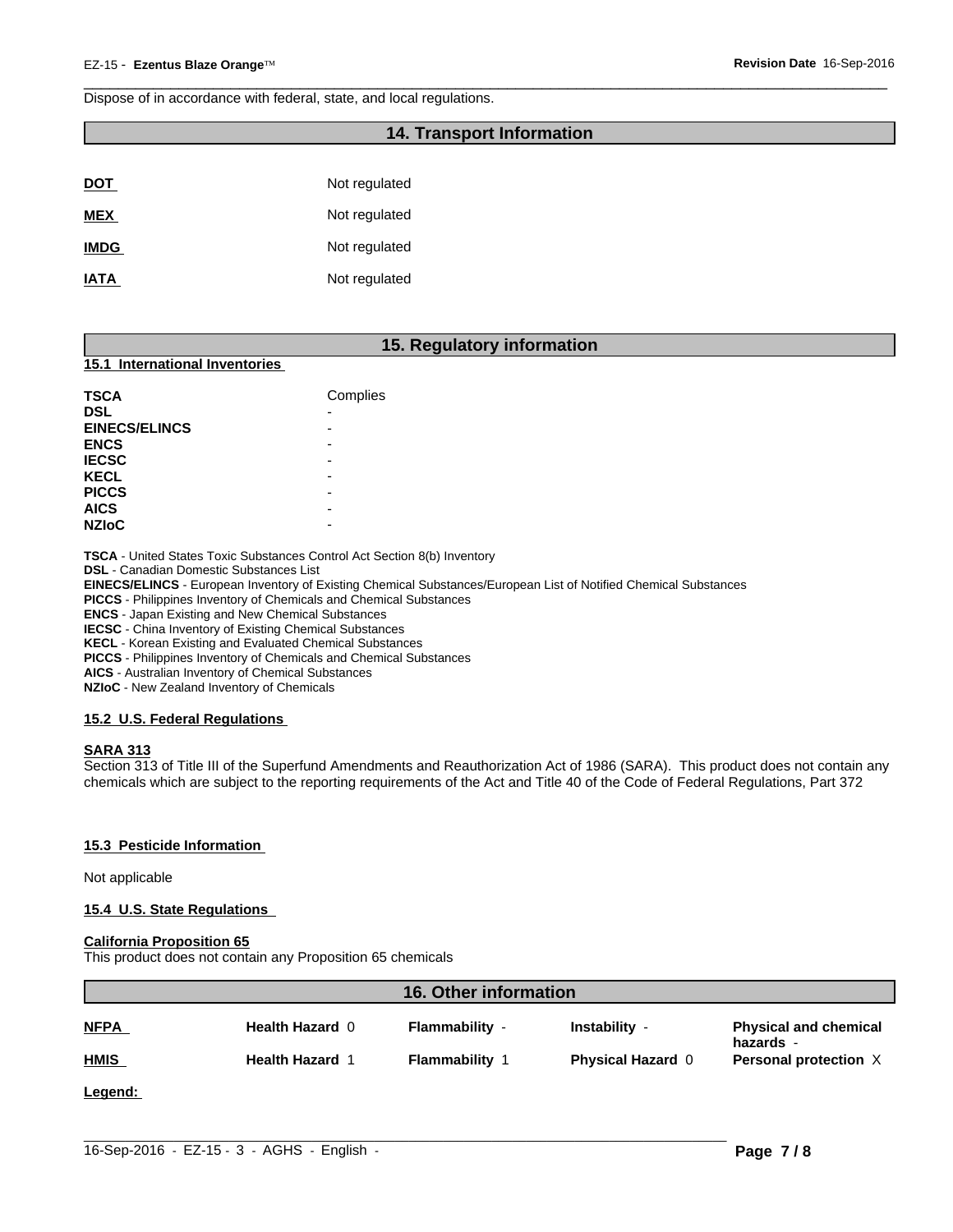Dispose of in accordance with federal, state, and local regulations.

## 14. Transport Information

| | |
|---|---|
| **DOT** | Not regulated |
| **MEX** | Not regulated |
| **IMDG** | Not regulated |
| **IATA** | Not regulated |

## 15. Regulatory information

### 15.1 International Inventories

| | |
|---|---|
| **TSCA** | Complies |
| **DSL** | - |
| **EINECS/ELINCS** | - |
| **ENCS** | - |
| **IECSC** | - |
| **KECL** | - |
| **PICCS** | - |
| **AICS** | - |
| **NZIoC** | - |

**TSCA** - United States Toxic Substances Control Act Section 8(b) Inventory
**DSL** - Canadian Domestic Substances List
**EINECS/ELINCS** - European Inventory of Existing Chemical Substances/European List of Notified Chemical Substances
**PICCS** - Philippines Inventory of Chemicals and Chemical Substances
**ENCS** - Japan Existing and New Chemical Substances
**IECSC** - China Inventory of Existing Chemical Substances
**KECL** - Korean Existing and Evaluated Chemical Substances
**PICCS** - Philippines Inventory of Chemicals and Chemical Substances
**AICS** - Australian Inventory of Chemical Substances
**NZIoC** - New Zealand Inventory of Chemicals

### 15.2 U.S. Federal Regulations

**SARA 313**
Section 313 of Title III of the Superfund Amendments and Reauthorization Act of 1986 (SARA). This product does not contain any chemicals which are subject to the reporting requirements of the Act and Title 40 of the Code of Federal Regulations, Part 372

### 15.3 Pesticide Information

Not applicable

### 15.4 U.S. State Regulations

**California Proposition 65**
This product does not contain any Proposition 65 chemicals

## 16. Other information

| | | | | |
|---|---|---|---|---|
| **NFPA** | **Health Hazard** 0 | **Flammability** - | **Instability** - | **Physical and chemical hazards** - |
| **HMIS** | **Health Hazard** 1 | **Flammability** 1 | **Physical Hazard** 0 | **Personal protection** X |

**Legend:**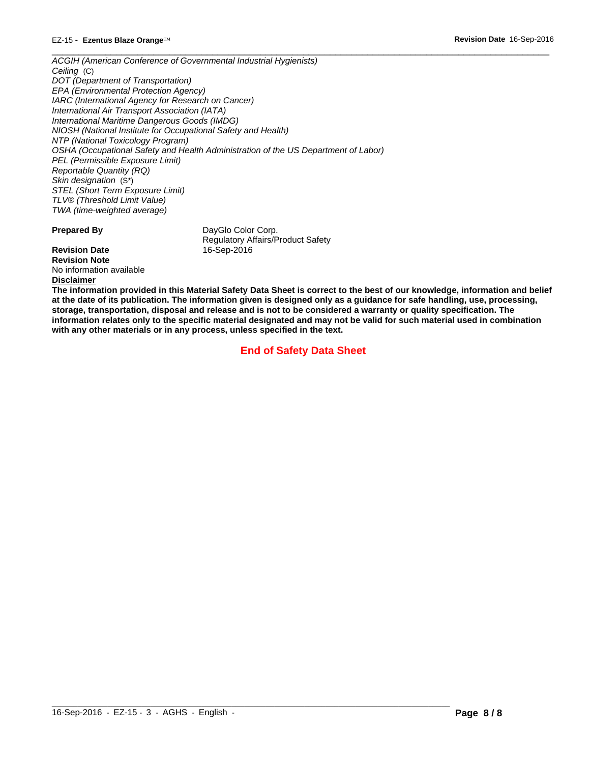*ACGIH (American Conference of Governmental Industrial Hygienists)*
*Ceiling* (C)
*DOT (Department of Transportation)*
*EPA (Environmental Protection Agency)*
*IARC (International Agency for Research on Cancer)*
*International Air Transport Association (IATA)*
*International Maritime Dangerous Goods (IMDG)*
*NIOSH (National Institute for Occupational Safety and Health)*
*NTP (National Toxicology Program)*
*OSHA (Occupational Safety and Health Administration of the US Department of Labor)*
*PEL (Permissible Exposure Limit)*
*Reportable Quantity (RQ)*
*Skin designation* (S*)
*STEL (Short Term Exposure Limit)*
*TLV® (Threshold Limit Value)*
*TWA (time-weighted average)*

**Prepared By** DayGlo Color Corp.
Regulatory Affairs/Product Safety

**Revision Date** 16-Sep-2016

**Revision Note**
No information available

**Disclaimer**

**The information provided in this Material Safety Data Sheet is correct to the best of our knowledge, information and belief at the date of its publication. The information given is designed only as a guidance for safe handling, use, processing, storage, transportation, disposal and release and is not to be considered a warranty or quality specification. The information relates only to the specific material designated and may not be valid for such material used in combination with any other materials or in any process, unless specified in the text.**

**End of Safety Data Sheet**